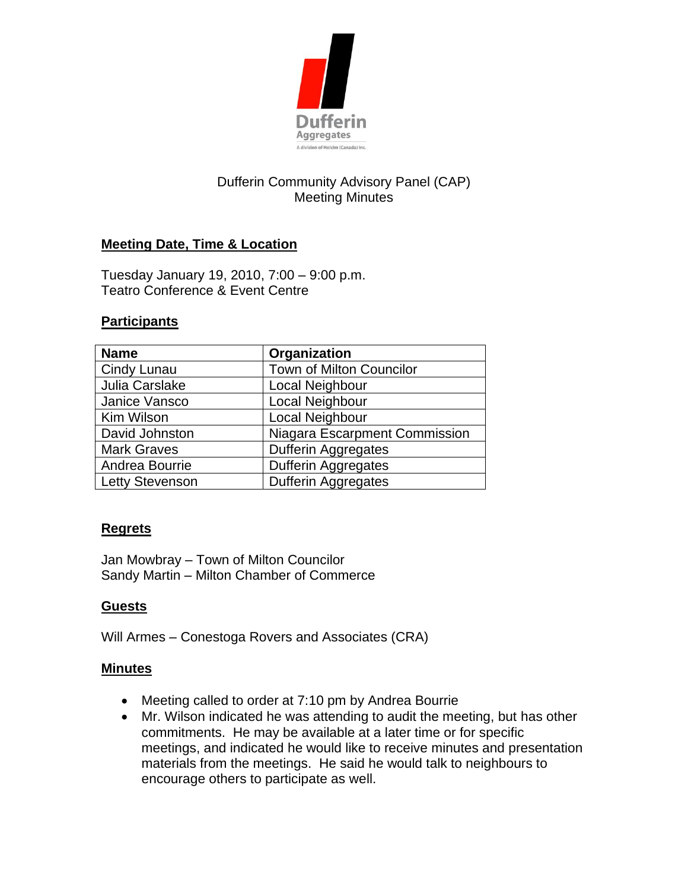Dufferin Aggregates
A division of Holcim (Canada) Inc.

# Dufferin Community Advisory Panel (CAP)
# Meeting Minutes

## Meeting Date, Time & Location

Tuesday January 19, 2010, 7:00 – 9:00 p.m.
Teatro Conference & Event Centre

## Participants

| Name | Organization |
|---|---|
| Cindy Lunau | Town of Milton Councilor |
| Julia Carslake | Local Neighbour |
| Janice Vansco | Local Neighbour |
| Kim Wilson | Local Neighbour |
| David Johnston | Niagara Escarpment Commission |
| Mark Graves | Dufferin Aggregates |
| Andrea Bourrie | Dufferin Aggregates |
| Letty Stevenson | Dufferin Aggregates |

## Regrets

Jan Mowbray – Town of Milton Councilor
Sandy Martin – Milton Chamber of Commerce

## Guests

Will Armes – Conestoga Rovers and Associates (CRA)

## Minutes

- Meeting called to order at 7:10 pm by Andrea Bourrie
- Mr. Wilson indicated he was attending to audit the meeting, but has other commitments. He may be available at a later time or for specific meetings, and indicated he would like to receive minutes and presentation materials from the meetings. He said he would talk to neighbours to encourage others to participate as well.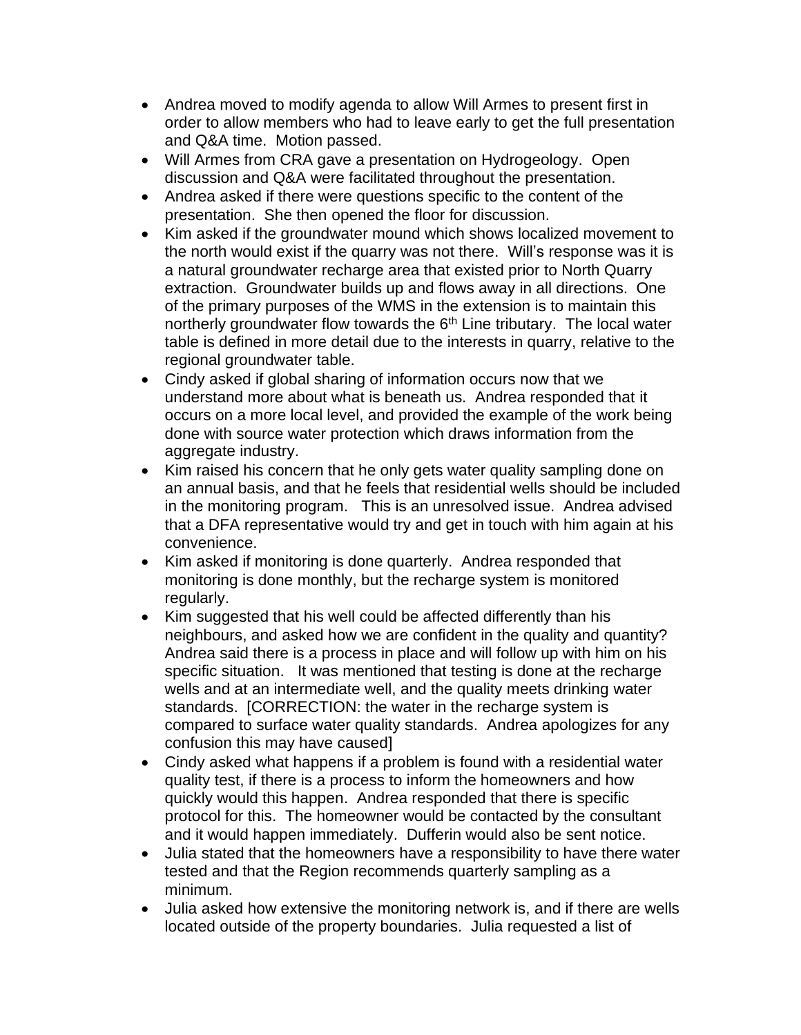- Andrea moved to modify agenda to allow Will Armes to present first in order to allow members who had to leave early to get the full presentation and Q&A time. Motion passed.
- Will Armes from CRA gave a presentation on Hydrogeology. Open discussion and Q&A were facilitated throughout the presentation.
- Andrea asked if there were questions specific to the content of the presentation. She then opened the floor for discussion.
- Kim asked if the groundwater mound which shows localized movement to the north would exist if the quarry was not there. Will's response was it is a natural groundwater recharge area that existed prior to North Quarry extraction. Groundwater builds up and flows away in all directions. One of the primary purposes of the WMS in the extension is to maintain this northerly groundwater flow towards the 6th Line tributary. The local water table is defined in more detail due to the interests in quarry, relative to the regional groundwater table.
- Cindy asked if global sharing of information occurs now that we understand more about what is beneath us. Andrea responded that it occurs on a more local level, and provided the example of the work being done with source water protection which draws information from the aggregate industry.
- Kim raised his concern that he only gets water quality sampling done on an annual basis, and that he feels that residential wells should be included in the monitoring program. This is an unresolved issue. Andrea advised that a DFA representative would try and get in touch with him again at his convenience.
- Kim asked if monitoring is done quarterly. Andrea responded that monitoring is done monthly, but the recharge system is monitored regularly.
- Kim suggested that his well could be affected differently than his neighbours, and asked how we are confident in the quality and quantity? Andrea said there is a process in place and will follow up with him on his specific situation. It was mentioned that testing is done at the recharge wells and at an intermediate well, and the quality meets drinking water standards. [CORRECTION: the water in the recharge system is compared to surface water quality standards. Andrea apologizes for any confusion this may have caused]
- Cindy asked what happens if a problem is found with a residential water quality test, if there is a process to inform the homeowners and how quickly would this happen. Andrea responded that there is specific protocol for this. The homeowner would be contacted by the consultant and it would happen immediately. Dufferin would also be sent notice.
- Julia stated that the homeowners have a responsibility to have there water tested and that the Region recommends quarterly sampling as a minimum.
- Julia asked how extensive the monitoring network is, and if there are wells located outside of the property boundaries. Julia requested a list of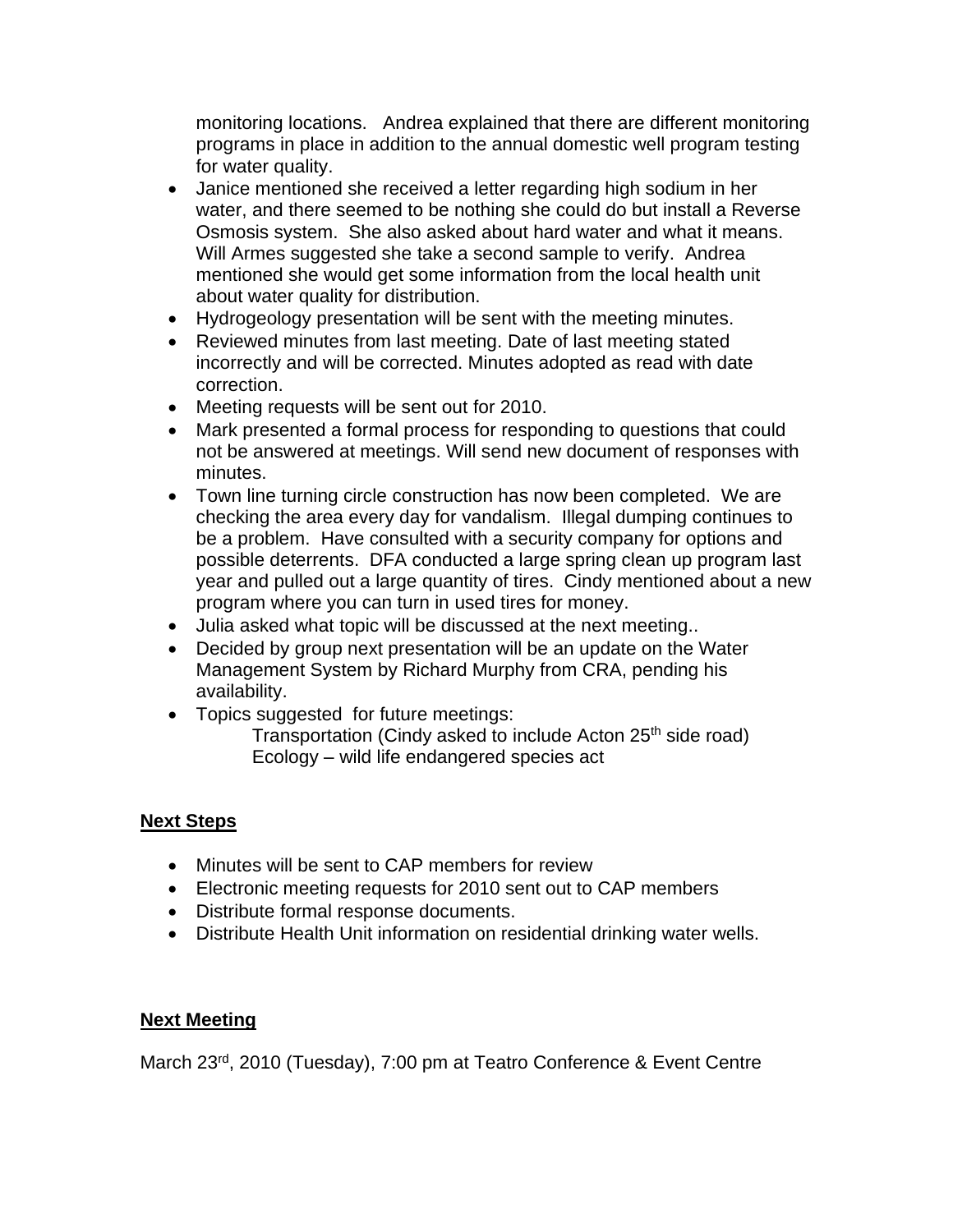monitoring locations. Andrea explained that there are different monitoring programs in place in addition to the annual domestic well program testing for water quality.

- Janice mentioned she received a letter regarding high sodium in her water, and there seemed to be nothing she could do but install a Reverse Osmosis system. She also asked about hard water and what it means. Will Armes suggested she take a second sample to verify. Andrea mentioned she would get some information from the local health unit about water quality for distribution.
- Hydrogeology presentation will be sent with the meeting minutes.
- Reviewed minutes from last meeting. Date of last meeting stated incorrectly and will be corrected. Minutes adopted as read with date correction.
- Meeting requests will be sent out for 2010.
- Mark presented a formal process for responding to questions that could not be answered at meetings. Will send new document of responses with minutes.
- Town line turning circle construction has now been completed. We are checking the area every day for vandalism. Illegal dumping continues to be a problem. Have consulted with a security company for options and possible deterrents. DFA conducted a large spring clean up program last year and pulled out a large quantity of tires. Cindy mentioned about a new program where you can turn in used tires for money.
- Julia asked what topic will be discussed at the next meeting..
- Decided by group next presentation will be an update on the Water Management System by Richard Murphy from CRA, pending his availability.
- Topics suggested for future meetings:
  - Transportation (Cindy asked to include Acton 25th side road)
  - Ecology – wild life endangered species act

## Next Steps

- Minutes will be sent to CAP members for review
- Electronic meeting requests for 2010 sent out to CAP members
- Distribute formal response documents.
- Distribute Health Unit information on residential drinking water wells.

## Next Meeting

March 23rd, 2010 (Tuesday), 7:00 pm at Teatro Conference & Event Centre